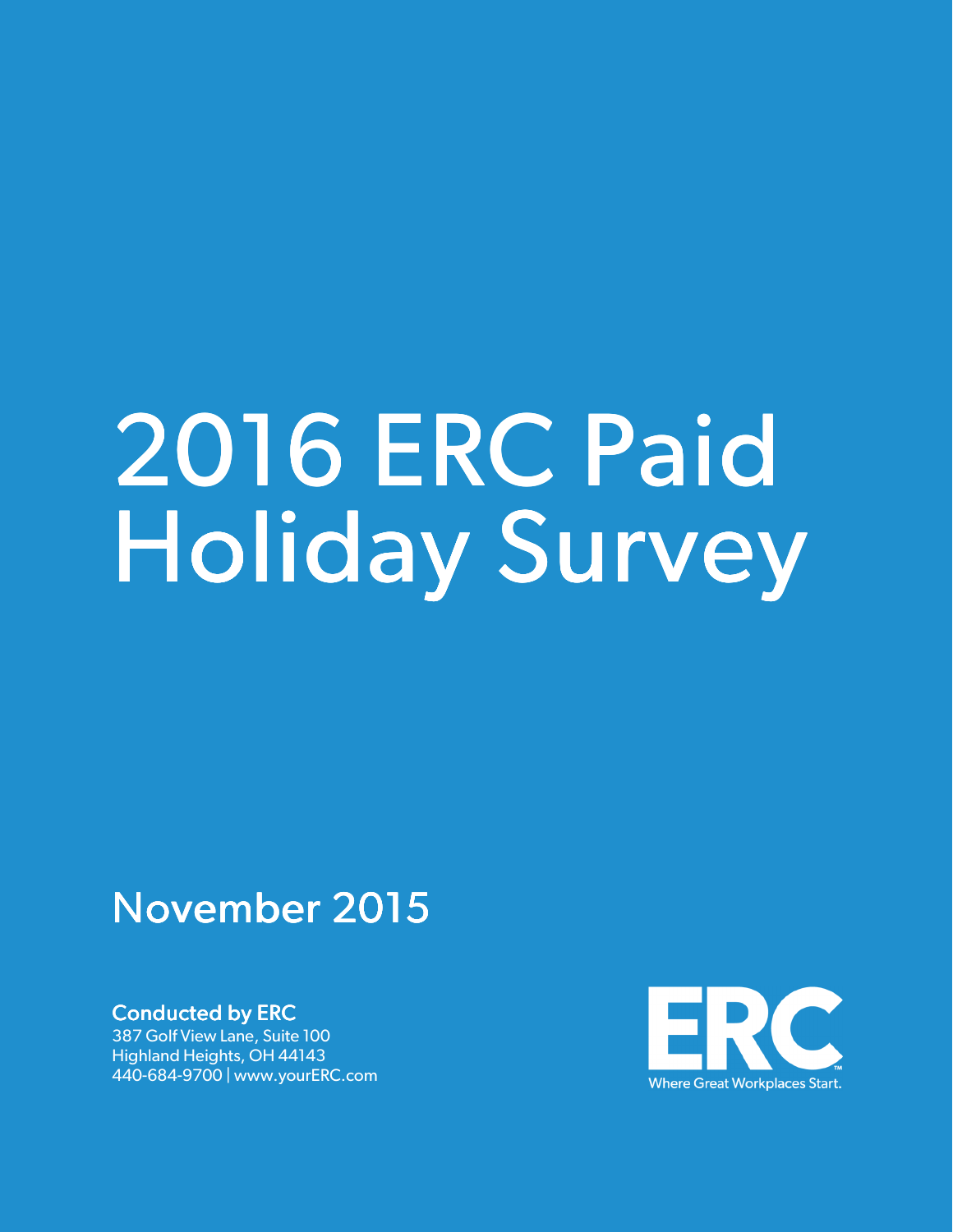# 2016 ERC Paid Holiday Survey

## November 2015

**Conducted by ERC**
387 Golf View Lane, Suite 100
Highland Heights, OH 44143
440-684-9700 | www.yourERC.com

ERC
Where Great Workplaces Start.™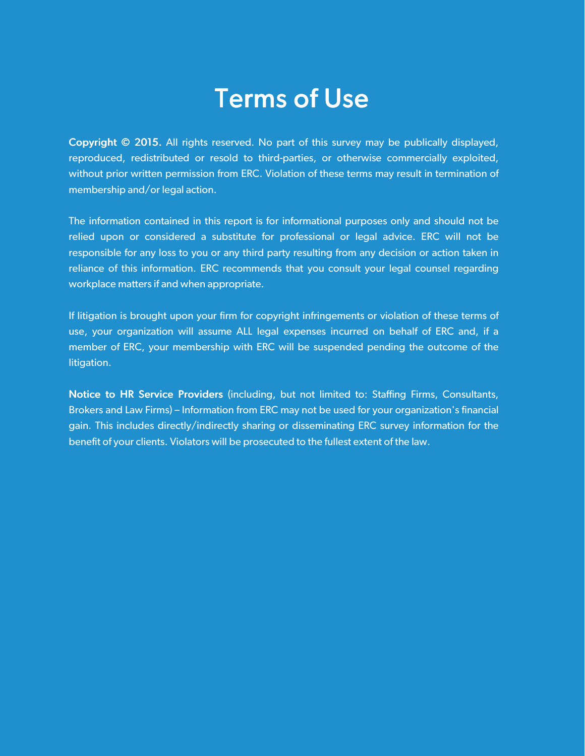# Terms of Use

**Copyright © 2015.** All rights reserved. No part of this survey may be publically displayed, reproduced, redistributed or resold to third-parties, or otherwise commercially exploited, without prior written permission from ERC. Violation of these terms may result in termination of membership and/or legal action.

The information contained in this report is for informational purposes only and should not be relied upon or considered a substitute for professional or legal advice. ERC will not be responsible for any loss to you or any third party resulting from any decision or action taken in reliance of this information. ERC recommends that you consult your legal counsel regarding workplace matters if and when appropriate.

If litigation is brought upon your firm for copyright infringements or violation of these terms of use, your organization will assume ALL legal expenses incurred on behalf of ERC and, if a member of ERC, your membership with ERC will be suspended pending the outcome of the litigation.

**Notice to HR Service Providers** (including, but not limited to: Staffing Firms, Consultants, Brokers and Law Firms) – Information from ERC may not be used for your organization's financial gain. This includes directly/indirectly sharing or disseminating ERC survey information for the benefit of your clients. Violators will be prosecuted to the fullest extent of the law.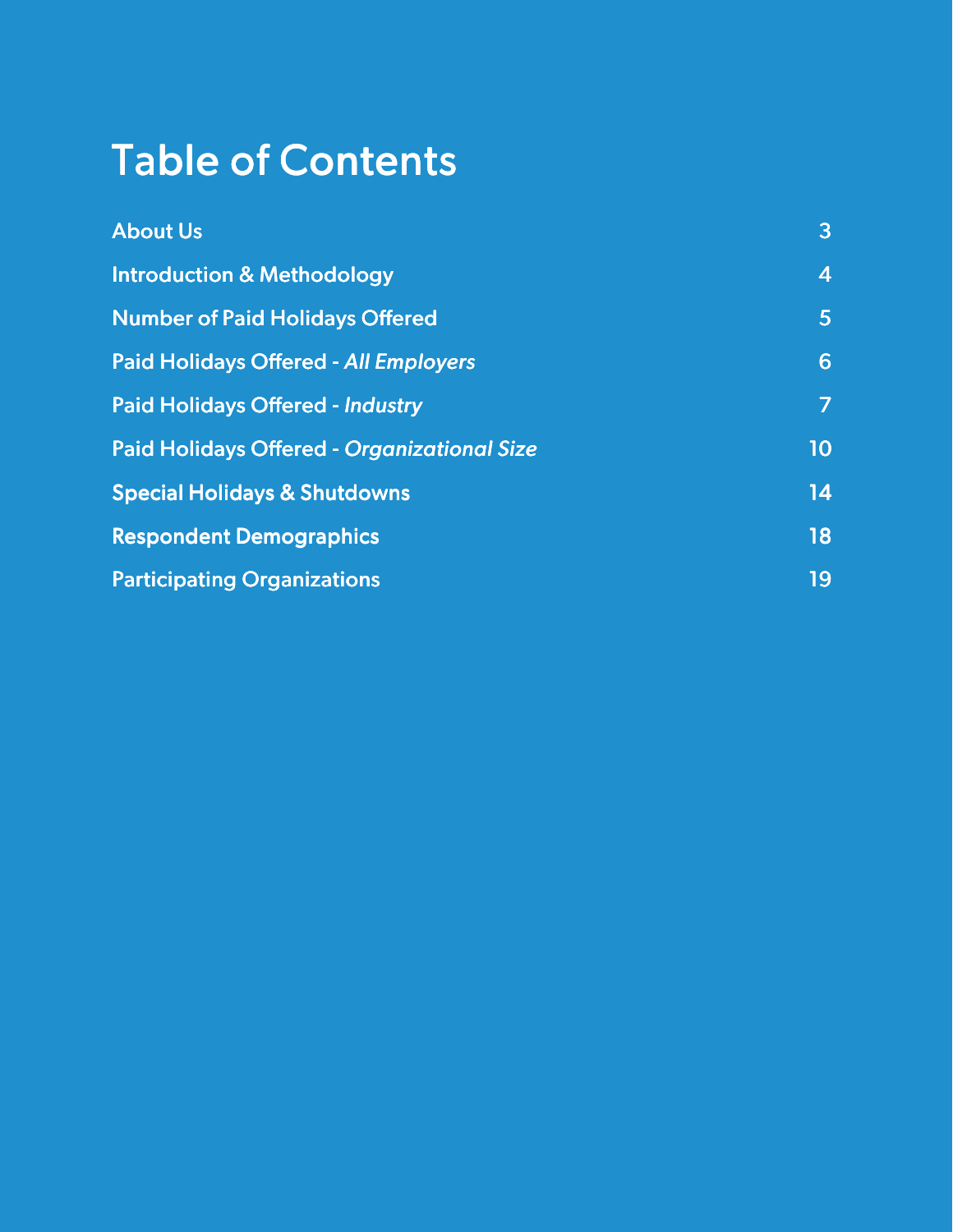# Table of Contents

| | |
|---|---|
| About Us | 3 |
| Introduction & Methodology | 4 |
| Number of Paid Holidays Offered | 5 |
| Paid Holidays Offered - *All Employers* | 6 |
| Paid Holidays Offered - *Industry* | 7 |
| Paid Holidays Offered - *Organizational Size* | 10 |
| Special Holidays & Shutdowns | 14 |
| Respondent Demographics | 18 |
| Participating Organizations | 19 |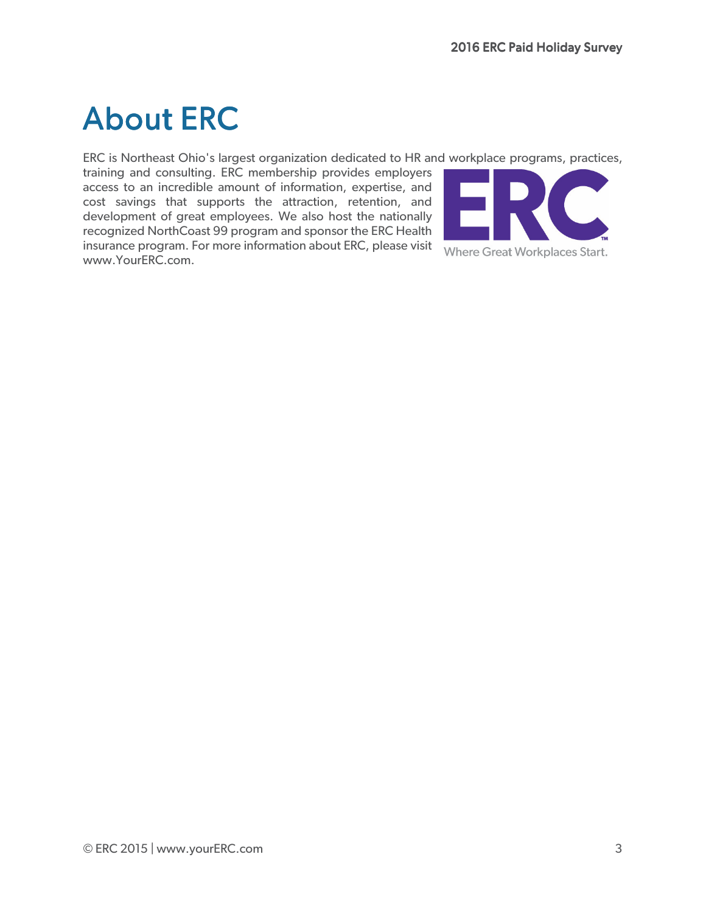# About ERC

ERC is Northeast Ohio's largest organization dedicated to HR and workplace programs, practices, training and consulting. ERC membership provides employers access to an incredible amount of information, expertise, and cost savings that supports the attraction, retention, and development of great employees. We also host the nationally recognized NorthCoast 99 program and sponsor the ERC Health insurance program. For more information about ERC, please visit www.YourERC.com.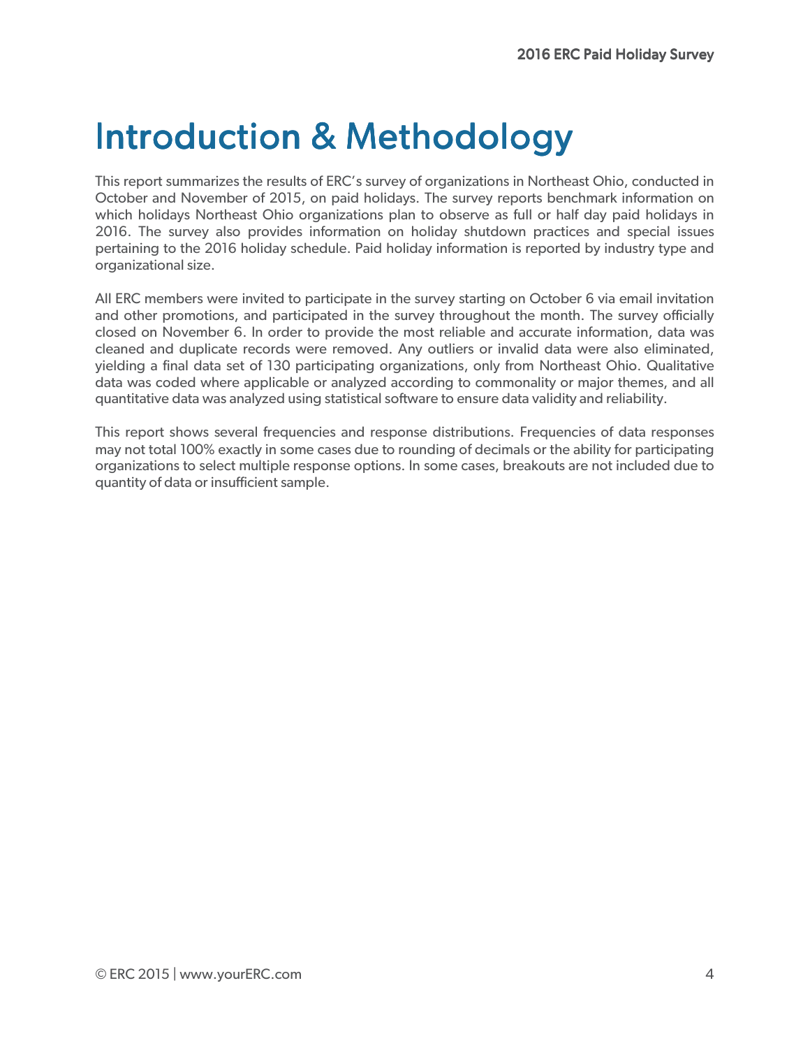# Introduction & Methodology

This report summarizes the results of ERC's survey of organizations in Northeast Ohio, conducted in October and November of 2015, on paid holidays. The survey reports benchmark information on which holidays Northeast Ohio organizations plan to observe as full or half day paid holidays in 2016. The survey also provides information on holiday shutdown practices and special issues pertaining to the 2016 holiday schedule. Paid holiday information is reported by industry type and organizational size.

All ERC members were invited to participate in the survey starting on October 6 via email invitation and other promotions, and participated in the survey throughout the month. The survey officially closed on November 6. In order to provide the most reliable and accurate information, data was cleaned and duplicate records were removed. Any outliers or invalid data were also eliminated, yielding a final data set of 130 participating organizations, only from Northeast Ohio. Qualitative data was coded where applicable or analyzed according to commonality or major themes, and all quantitative data was analyzed using statistical software to ensure data validity and reliability.

This report shows several frequencies and response distributions. Frequencies of data responses may not total 100% exactly in some cases due to rounding of decimals or the ability for participating organizations to select multiple response options. In some cases, breakouts are not included due to quantity of data or insufficient sample.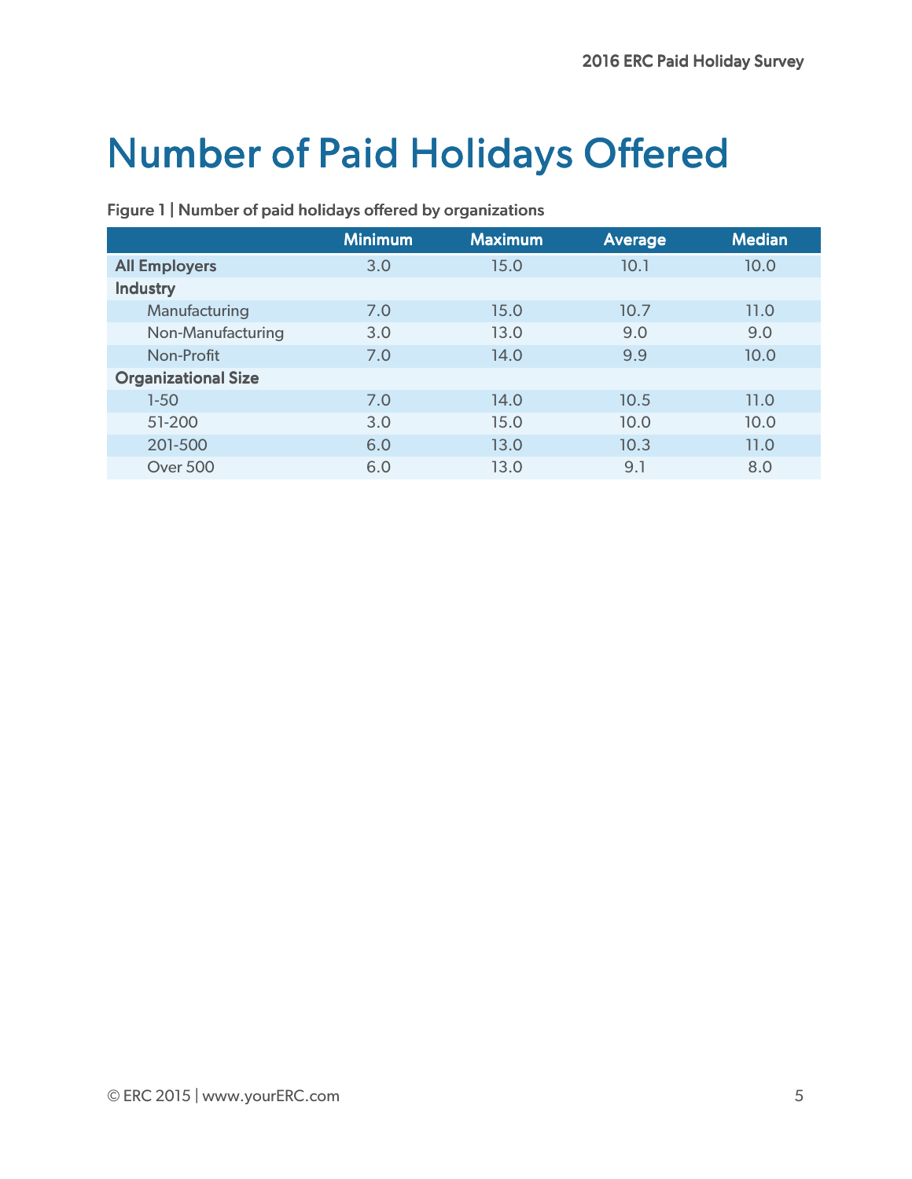# Number of Paid Holidays Offered

**Figure 1 | Number of paid holidays offered by organizations**

| | Minimum | Maximum | Average | Median |
|---|---|---|---|---|
| **All Employers** | 3.0 | 15.0 | 10.1 | 10.0 |
| **Industry** | | | | |
| Manufacturing | 7.0 | 15.0 | 10.7 | 11.0 |
| Non-Manufacturing | 3.0 | 13.0 | 9.0 | 9.0 |
| Non-Profit | 7.0 | 14.0 | 9.9 | 10.0 |
| **Organizational Size** | | | | |
| 1-50 | 7.0 | 14.0 | 10.5 | 11.0 |
| 51-200 | 3.0 | 15.0 | 10.0 | 10.0 |
| 201-500 | 6.0 | 13.0 | 10.3 | 11.0 |
| Over 500 | 6.0 | 13.0 | 9.1 | 8.0 |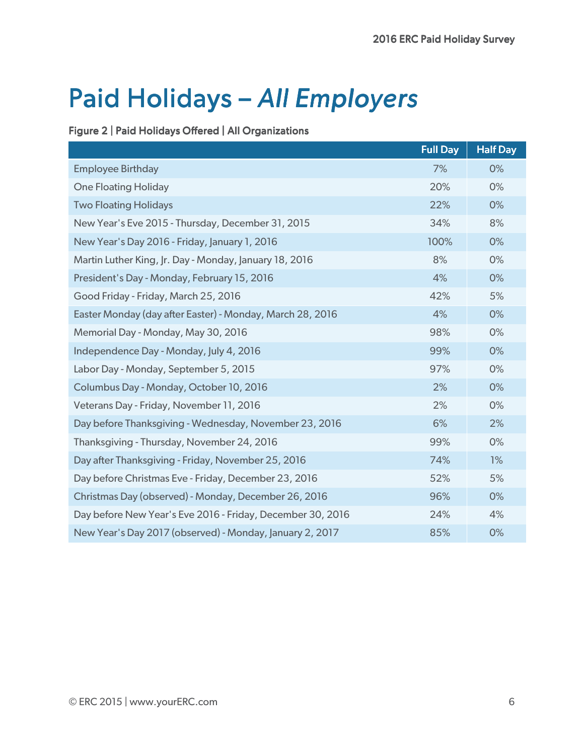# Paid Holidays – *All Employers*

**Figure 2 | Paid Holidays Offered | All Organizations**

| | Full Day | Half Day |
|---|---|---|
| Employee Birthday | 7% | 0% |
| One Floating Holiday | 20% | 0% |
| Two Floating Holidays | 22% | 0% |
| New Year's Eve 2015 - Thursday, December 31, 2015 | 34% | 8% |
| New Year's Day 2016 - Friday, January 1, 2016 | 100% | 0% |
| Martin Luther King, Jr. Day - Monday, January 18, 2016 | 8% | 0% |
| President's Day - Monday, February 15, 2016 | 4% | 0% |
| Good Friday - Friday, March 25, 2016 | 42% | 5% |
| Easter Monday (day after Easter) - Monday, March 28, 2016 | 4% | 0% |
| Memorial Day - Monday, May 30, 2016 | 98% | 0% |
| Independence Day - Monday, July 4, 2016 | 99% | 0% |
| Labor Day - Monday, September 5, 2015 | 97% | 0% |
| Columbus Day - Monday, October 10, 2016 | 2% | 0% |
| Veterans Day - Friday, November 11, 2016 | 2% | 0% |
| Day before Thanksgiving - Wednesday, November 23, 2016 | 6% | 2% |
| Thanksgiving - Thursday, November 24, 2016 | 99% | 0% |
| Day after Thanksgiving - Friday, November 25, 2016 | 74% | 1% |
| Day before Christmas Eve - Friday, December 23, 2016 | 52% | 5% |
| Christmas Day (observed) - Monday, December 26, 2016 | 96% | 0% |
| Day before New Year's Eve 2016 - Friday, December 30, 2016 | 24% | 4% |
| New Year's Day 2017 (observed) - Monday, January 2, 2017 | 85% | 0% |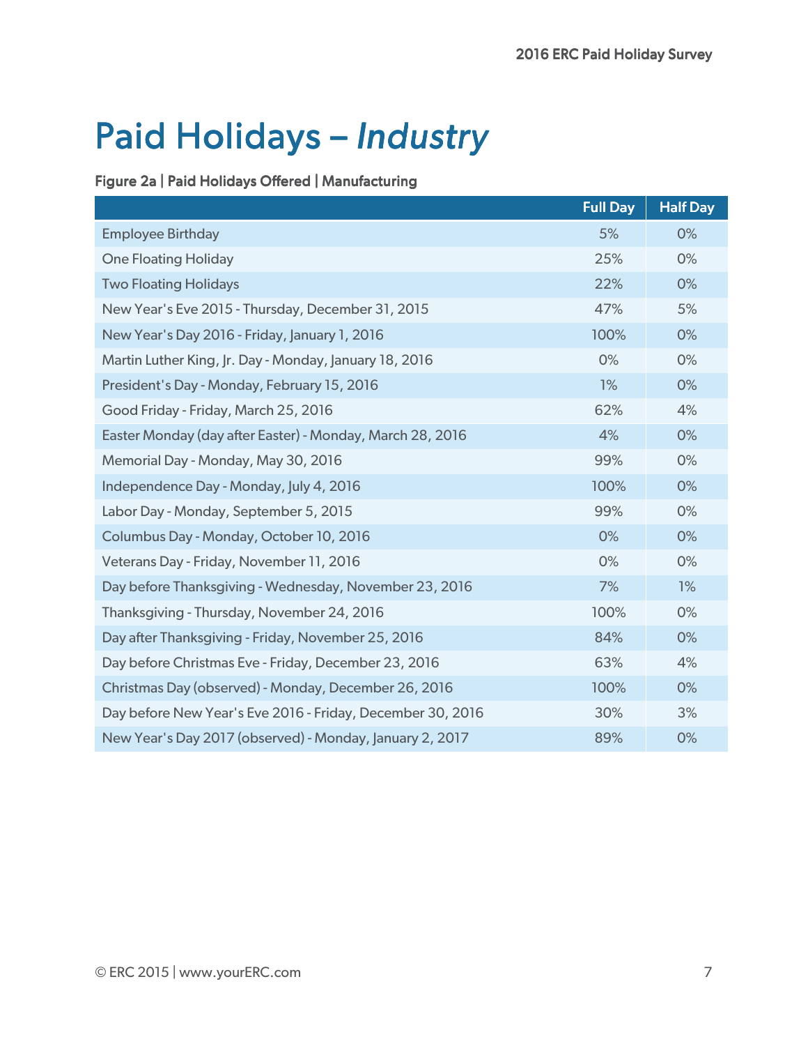# Paid Holidays – *Industry*

**Figure 2a | Paid Holidays Offered | Manufacturing**

| | Full Day | Half Day |
|---|---|---|
| Employee Birthday | 5% | 0% |
| One Floating Holiday | 25% | 0% |
| Two Floating Holidays | 22% | 0% |
| New Year's Eve 2015 - Thursday, December 31, 2015 | 47% | 5% |
| New Year's Day 2016 - Friday, January 1, 2016 | 100% | 0% |
| Martin Luther King, Jr. Day - Monday, January 18, 2016 | 0% | 0% |
| President's Day - Monday, February 15, 2016 | 1% | 0% |
| Good Friday - Friday, March 25, 2016 | 62% | 4% |
| Easter Monday (day after Easter) - Monday, March 28, 2016 | 4% | 0% |
| Memorial Day - Monday, May 30, 2016 | 99% | 0% |
| Independence Day - Monday, July 4, 2016 | 100% | 0% |
| Labor Day - Monday, September 5, 2015 | 99% | 0% |
| Columbus Day - Monday, October 10, 2016 | 0% | 0% |
| Veterans Day - Friday, November 11, 2016 | 0% | 0% |
| Day before Thanksgiving - Wednesday, November 23, 2016 | 7% | 1% |
| Thanksgiving - Thursday, November 24, 2016 | 100% | 0% |
| Day after Thanksgiving - Friday, November 25, 2016 | 84% | 0% |
| Day before Christmas Eve - Friday, December 23, 2016 | 63% | 4% |
| Christmas Day (observed) - Monday, December 26, 2016 | 100% | 0% |
| Day before New Year's Eve 2016 - Friday, December 30, 2016 | 30% | 3% |
| New Year's Day 2017 (observed) - Monday, January 2, 2017 | 89% | 0% |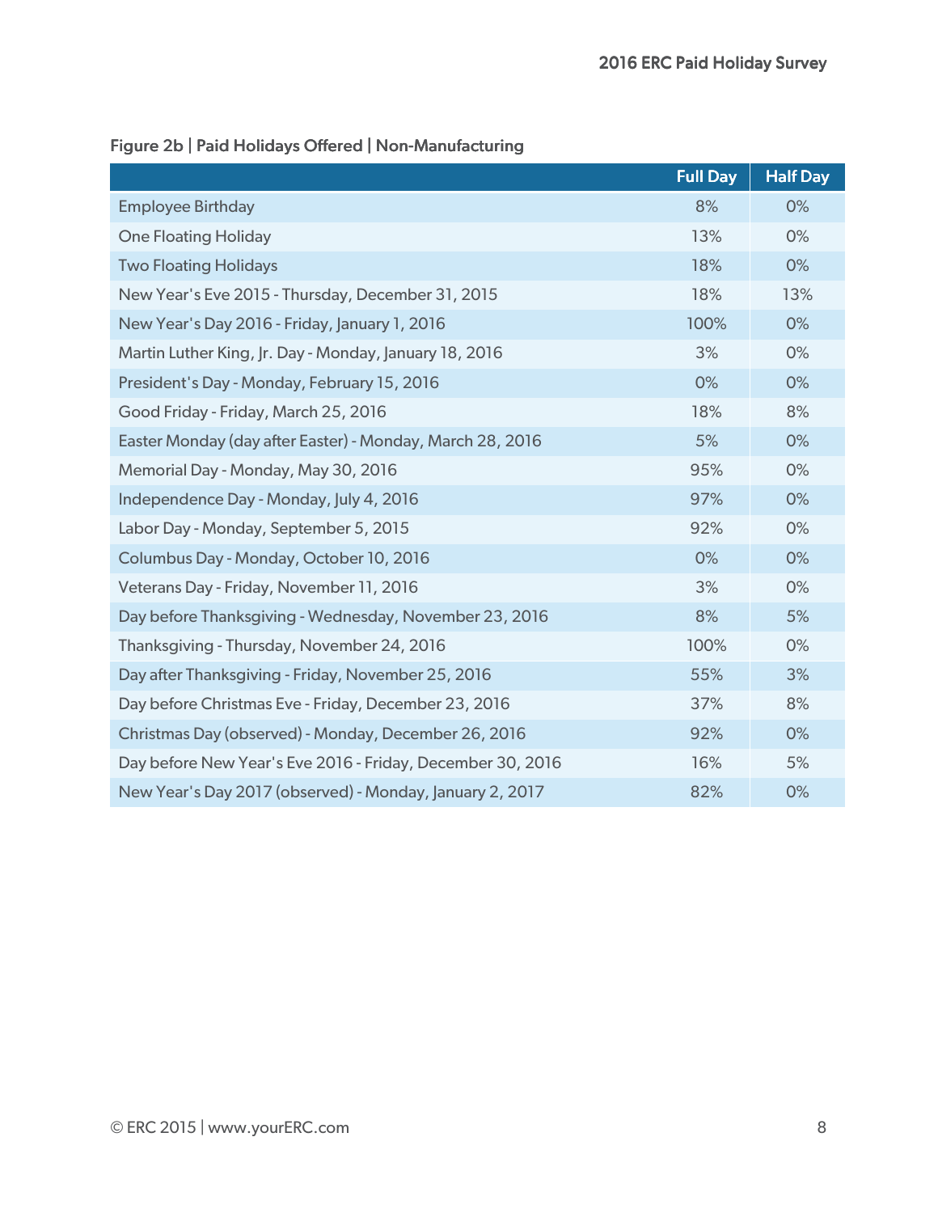**Figure 2b | Paid Holidays Offered | Non-Manufacturing**

| | Full Day | Half Day |
|---|---|---|
| Employee Birthday | 8% | 0% |
| One Floating Holiday | 13% | 0% |
| Two Floating Holidays | 18% | 0% |
| New Year's Eve 2015 - Thursday, December 31, 2015 | 18% | 13% |
| New Year's Day 2016 - Friday, January 1, 2016 | 100% | 0% |
| Martin Luther King, Jr. Day - Monday, January 18, 2016 | 3% | 0% |
| President's Day - Monday, February 15, 2016 | 0% | 0% |
| Good Friday - Friday, March 25, 2016 | 18% | 8% |
| Easter Monday (day after Easter) - Monday, March 28, 2016 | 5% | 0% |
| Memorial Day - Monday, May 30, 2016 | 95% | 0% |
| Independence Day - Monday, July 4, 2016 | 97% | 0% |
| Labor Day - Monday, September 5, 2015 | 92% | 0% |
| Columbus Day - Monday, October 10, 2016 | 0% | 0% |
| Veterans Day - Friday, November 11, 2016 | 3% | 0% |
| Day before Thanksgiving - Wednesday, November 23, 2016 | 8% | 5% |
| Thanksgiving - Thursday, November 24, 2016 | 100% | 0% |
| Day after Thanksgiving - Friday, November 25, 2016 | 55% | 3% |
| Day before Christmas Eve - Friday, December 23, 2016 | 37% | 8% |
| Christmas Day (observed) - Monday, December 26, 2016 | 92% | 0% |
| Day before New Year's Eve 2016 - Friday, December 30, 2016 | 16% | 5% |
| New Year's Day 2017 (observed) - Monday, January 2, 2017 | 82% | 0% |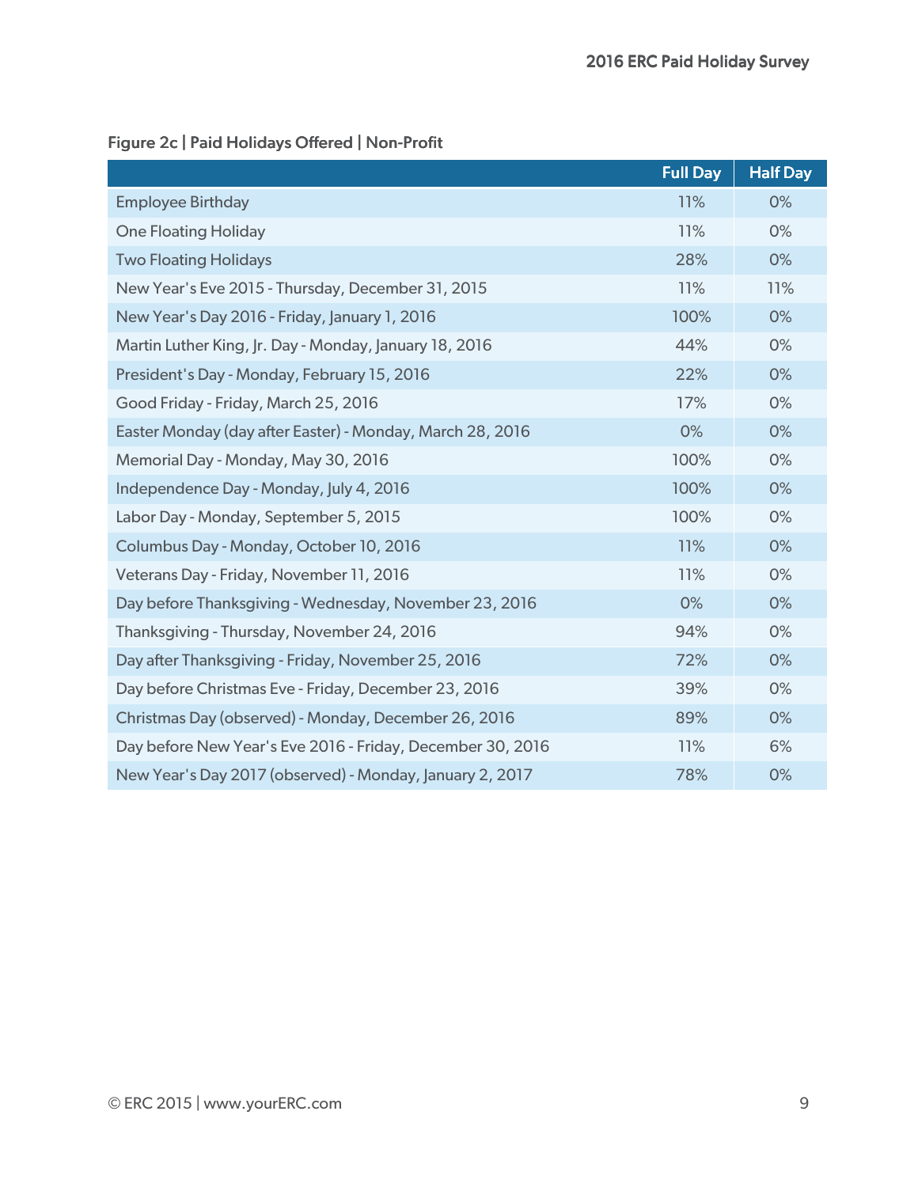Figure 2c | Paid Holidays Offered | Non-Profit

| | Full Day | Half Day |
|---|---|---|
| Employee Birthday | 11% | 0% |
| One Floating Holiday | 11% | 0% |
| Two Floating Holidays | 28% | 0% |
| New Year's Eve 2015 - Thursday, December 31, 2015 | 11% | 11% |
| New Year's Day 2016 - Friday, January 1, 2016 | 100% | 0% |
| Martin Luther King, Jr. Day - Monday, January 18, 2016 | 44% | 0% |
| President's Day - Monday, February 15, 2016 | 22% | 0% |
| Good Friday - Friday, March 25, 2016 | 17% | 0% |
| Easter Monday (day after Easter) - Monday, March 28, 2016 | 0% | 0% |
| Memorial Day - Monday, May 30, 2016 | 100% | 0% |
| Independence Day - Monday, July 4, 2016 | 100% | 0% |
| Labor Day - Monday, September 5, 2015 | 100% | 0% |
| Columbus Day - Monday, October 10, 2016 | 11% | 0% |
| Veterans Day - Friday, November 11, 2016 | 11% | 0% |
| Day before Thanksgiving - Wednesday, November 23, 2016 | 0% | 0% |
| Thanksgiving - Thursday, November 24, 2016 | 94% | 0% |
| Day after Thanksgiving - Friday, November 25, 2016 | 72% | 0% |
| Day before Christmas Eve - Friday, December 23, 2016 | 39% | 0% |
| Christmas Day (observed) - Monday, December 26, 2016 | 89% | 0% |
| Day before New Year's Eve 2016 - Friday, December 30, 2016 | 11% | 6% |
| New Year's Day 2017 (observed) - Monday, January 2, 2017 | 78% | 0% |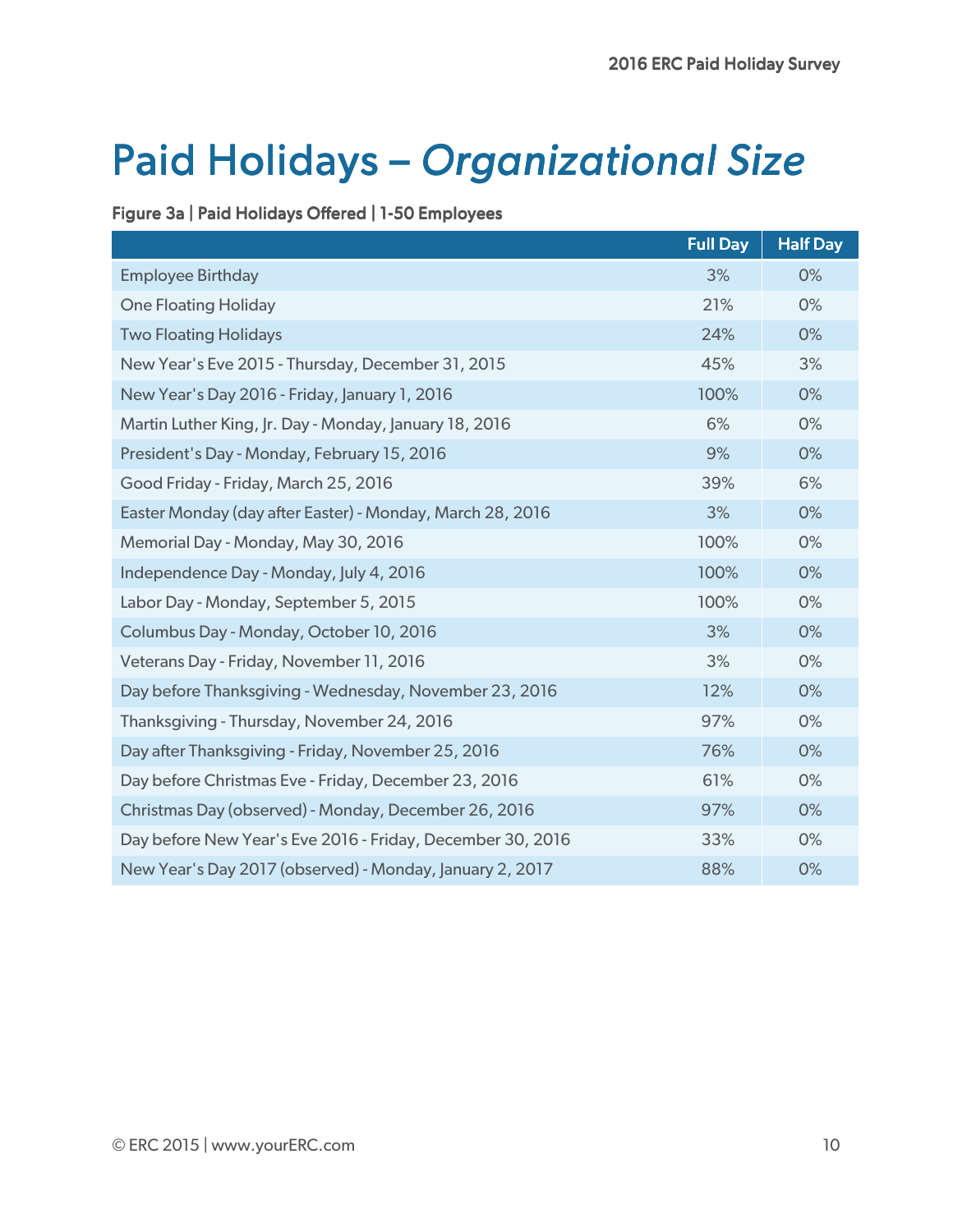# Paid Holidays – *Organizational Size*

**Figure 3a | Paid Holidays Offered | 1-50 Employees**

| | Full Day | Half Day |
|---|---|---|
| Employee Birthday | 3% | 0% |
| One Floating Holiday | 21% | 0% |
| Two Floating Holidays | 24% | 0% |
| New Year's Eve 2015 - Thursday, December 31, 2015 | 45% | 3% |
| New Year's Day 2016 - Friday, January 1, 2016 | 100% | 0% |
| Martin Luther King, Jr. Day - Monday, January 18, 2016 | 6% | 0% |
| President's Day - Monday, February 15, 2016 | 9% | 0% |
| Good Friday - Friday, March 25, 2016 | 39% | 6% |
| Easter Monday (day after Easter) - Monday, March 28, 2016 | 3% | 0% |
| Memorial Day - Monday, May 30, 2016 | 100% | 0% |
| Independence Day - Monday, July 4, 2016 | 100% | 0% |
| Labor Day - Monday, September 5, 2015 | 100% | 0% |
| Columbus Day - Monday, October 10, 2016 | 3% | 0% |
| Veterans Day - Friday, November 11, 2016 | 3% | 0% |
| Day before Thanksgiving - Wednesday, November 23, 2016 | 12% | 0% |
| Thanksgiving - Thursday, November 24, 2016 | 97% | 0% |
| Day after Thanksgiving - Friday, November 25, 2016 | 76% | 0% |
| Day before Christmas Eve - Friday, December 23, 2016 | 61% | 0% |
| Christmas Day (observed) - Monday, December 26, 2016 | 97% | 0% |
| Day before New Year's Eve 2016 - Friday, December 30, 2016 | 33% | 0% |
| New Year's Day 2017 (observed) - Monday, January 2, 2017 | 88% | 0% |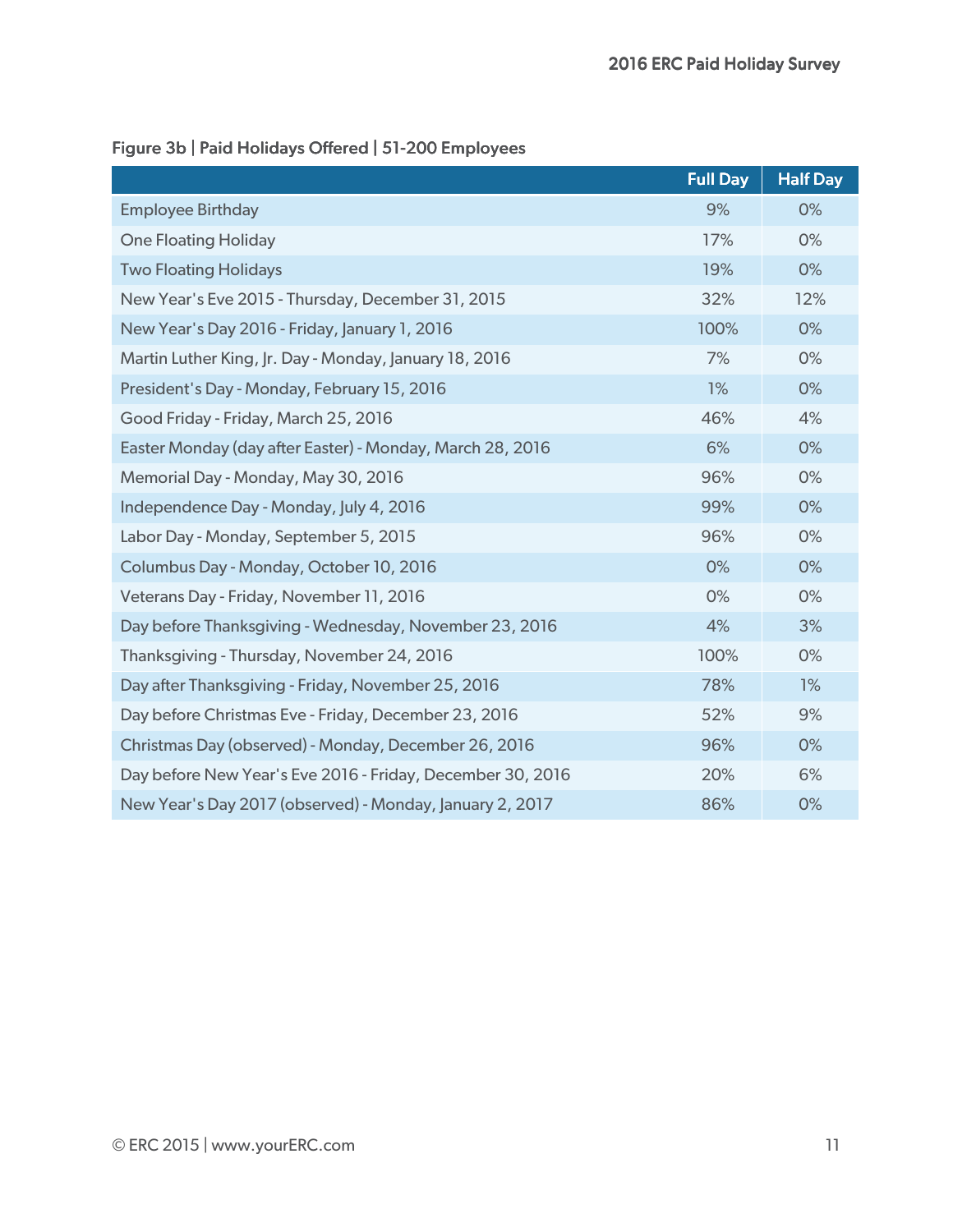Figure 3b | Paid Holidays Offered | 51-200 Employees

| | Full Day | Half Day |
|---|---|---|
| Employee Birthday | 9% | 0% |
| One Floating Holiday | 17% | 0% |
| Two Floating Holidays | 19% | 0% |
| New Year's Eve 2015 - Thursday, December 31, 2015 | 32% | 12% |
| New Year's Day 2016 - Friday, January 1, 2016 | 100% | 0% |
| Martin Luther King, Jr. Day - Monday, January 18, 2016 | 7% | 0% |
| President's Day - Monday, February 15, 2016 | 1% | 0% |
| Good Friday - Friday, March 25, 2016 | 46% | 4% |
| Easter Monday (day after Easter) - Monday, March 28, 2016 | 6% | 0% |
| Memorial Day - Monday, May 30, 2016 | 96% | 0% |
| Independence Day - Monday, July 4, 2016 | 99% | 0% |
| Labor Day - Monday, September 5, 2015 | 96% | 0% |
| Columbus Day - Monday, October 10, 2016 | 0% | 0% |
| Veterans Day - Friday, November 11, 2016 | 0% | 0% |
| Day before Thanksgiving - Wednesday, November 23, 2016 | 4% | 3% |
| Thanksgiving - Thursday, November 24, 2016 | 100% | 0% |
| Day after Thanksgiving - Friday, November 25, 2016 | 78% | 1% |
| Day before Christmas Eve - Friday, December 23, 2016 | 52% | 9% |
| Christmas Day (observed) - Monday, December 26, 2016 | 96% | 0% |
| Day before New Year's Eve 2016 - Friday, December 30, 2016 | 20% | 6% |
| New Year's Day 2017 (observed) - Monday, January 2, 2017 | 86% | 0% |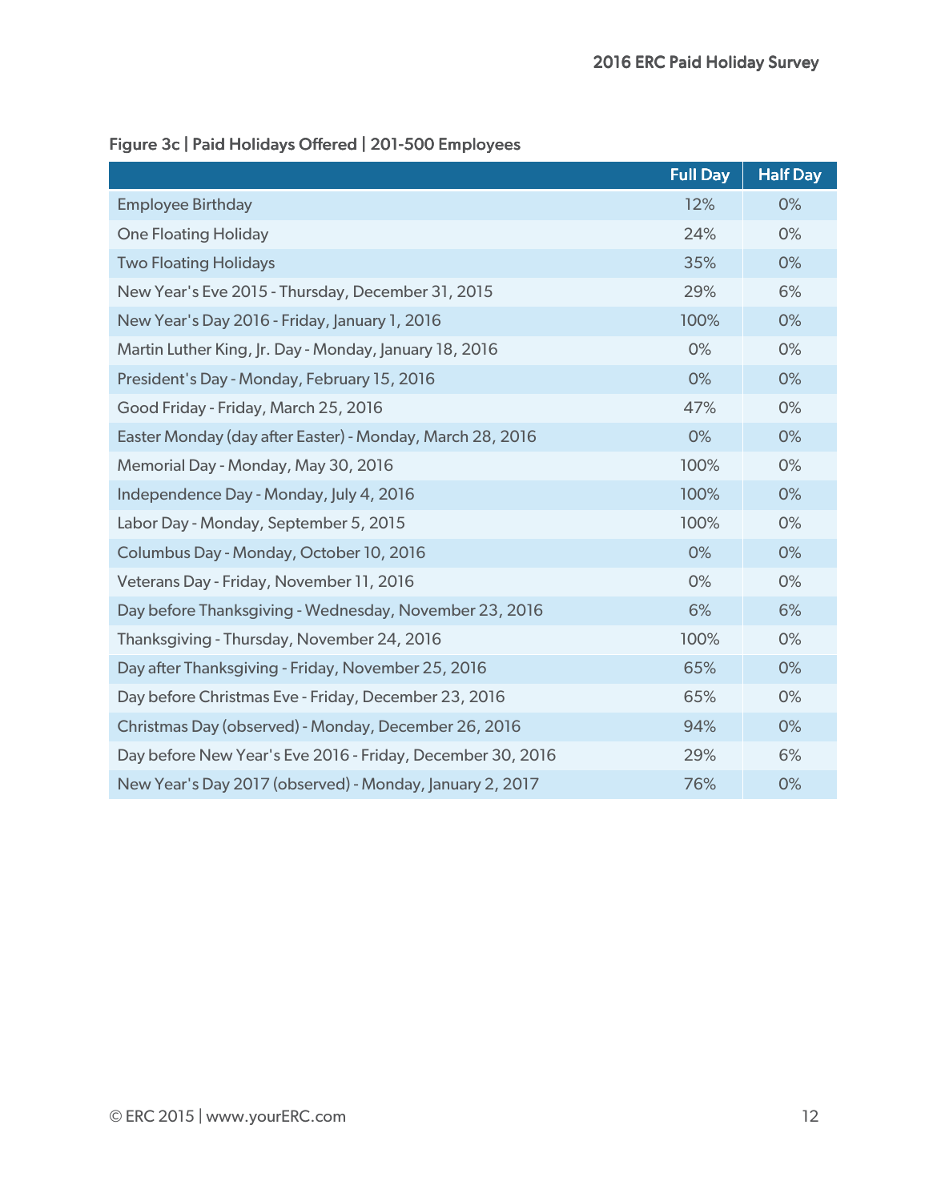### Figure 3c | Paid Holidays Offered | 201-500 Employees

| | Full Day | Half Day |
|---|---|---|
| Employee Birthday | 12% | 0% |
| One Floating Holiday | 24% | 0% |
| Two Floating Holidays | 35% | 0% |
| New Year's Eve 2015 - Thursday, December 31, 2015 | 29% | 6% |
| New Year's Day 2016 - Friday, January 1, 2016 | 100% | 0% |
| Martin Luther King, Jr. Day - Monday, January 18, 2016 | 0% | 0% |
| President's Day - Monday, February 15, 2016 | 0% | 0% |
| Good Friday - Friday, March 25, 2016 | 47% | 0% |
| Easter Monday (day after Easter) - Monday, March 28, 2016 | 0% | 0% |
| Memorial Day - Monday, May 30, 2016 | 100% | 0% |
| Independence Day - Monday, July 4, 2016 | 100% | 0% |
| Labor Day - Monday, September 5, 2015 | 100% | 0% |
| Columbus Day - Monday, October 10, 2016 | 0% | 0% |
| Veterans Day - Friday, November 11, 2016 | 0% | 0% |
| Day before Thanksgiving - Wednesday, November 23, 2016 | 6% | 6% |
| Thanksgiving - Thursday, November 24, 2016 | 100% | 0% |
| Day after Thanksgiving - Friday, November 25, 2016 | 65% | 0% |
| Day before Christmas Eve - Friday, December 23, 2016 | 65% | 0% |
| Christmas Day (observed) - Monday, December 26, 2016 | 94% | 0% |
| Day before New Year's Eve 2016 - Friday, December 30, 2016 | 29% | 6% |
| New Year's Day 2017 (observed) - Monday, January 2, 2017 | 76% | 0% |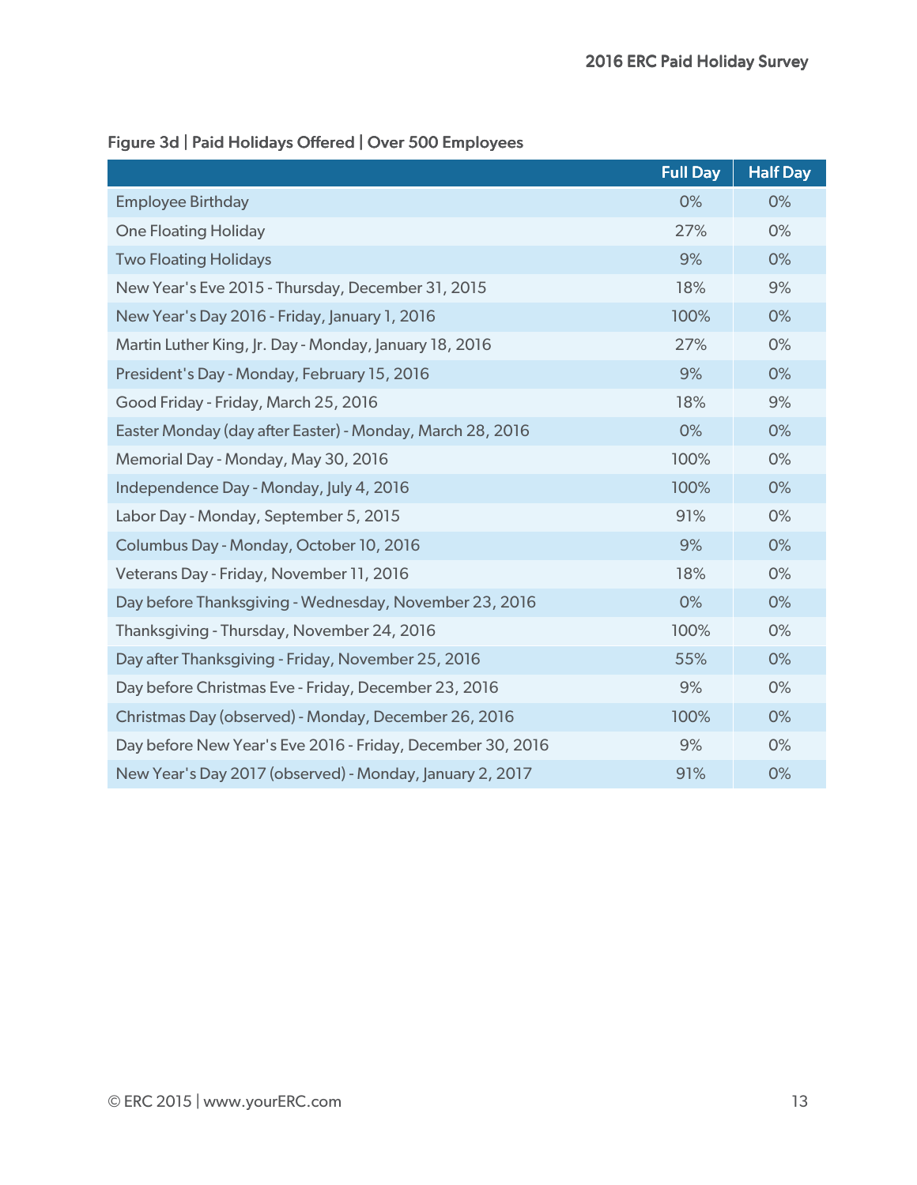**Figure 3d | Paid Holidays Offered | Over 500 Employees**

| | Full Day | Half Day |
|---|---|---|
| Employee Birthday | 0% | 0% |
| One Floating Holiday | 27% | 0% |
| Two Floating Holidays | 9% | 0% |
| New Year's Eve 2015 - Thursday, December 31, 2015 | 18% | 9% |
| New Year's Day 2016 - Friday, January 1, 2016 | 100% | 0% |
| Martin Luther King, Jr. Day - Monday, January 18, 2016 | 27% | 0% |
| President's Day - Monday, February 15, 2016 | 9% | 0% |
| Good Friday - Friday, March 25, 2016 | 18% | 9% |
| Easter Monday (day after Easter) - Monday, March 28, 2016 | 0% | 0% |
| Memorial Day - Monday, May 30, 2016 | 100% | 0% |
| Independence Day - Monday, July 4, 2016 | 100% | 0% |
| Labor Day - Monday, September 5, 2015 | 91% | 0% |
| Columbus Day - Monday, October 10, 2016 | 9% | 0% |
| Veterans Day - Friday, November 11, 2016 | 18% | 0% |
| Day before Thanksgiving - Wednesday, November 23, 2016 | 0% | 0% |
| Thanksgiving - Thursday, November 24, 2016 | 100% | 0% |
| Day after Thanksgiving - Friday, November 25, 2016 | 55% | 0% |
| Day before Christmas Eve - Friday, December 23, 2016 | 9% | 0% |
| Christmas Day (observed) - Monday, December 26, 2016 | 100% | 0% |
| Day before New Year's Eve 2016 - Friday, December 30, 2016 | 9% | 0% |
| New Year's Day 2017 (observed) - Monday, January 2, 2017 | 91% | 0% |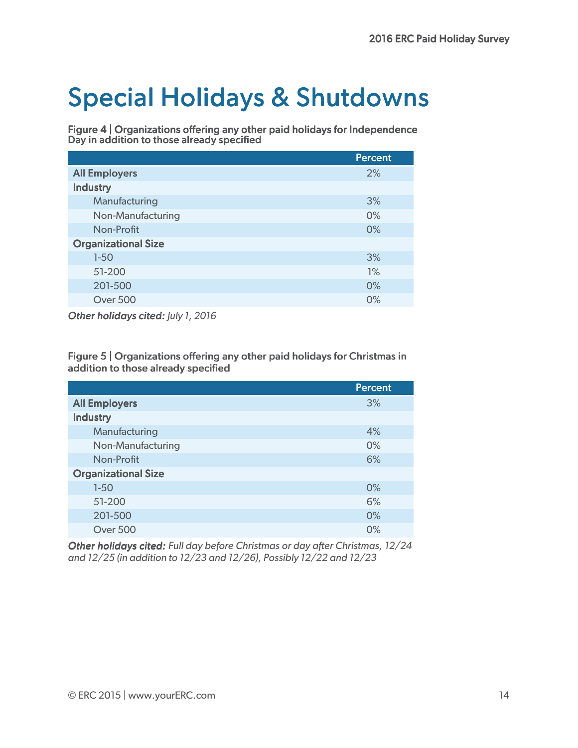# Special Holidays & Shutdowns

**Figure 4 | Organizations offering any other paid holidays for Independence Day in addition to those already specified**

| | Percent |
|---|---|
| **All Employers** | 2% |
| **Industry** | |
| Manufacturing | 3% |
| Non-Manufacturing | 0% |
| Non-Profit | 0% |
| **Organizational Size** | |
| 1-50 | 3% |
| 51-200 | 1% |
| 201-500 | 0% |
| Over 500 | 0% |

***Other holidays cited:*** *July 1, 2016*

**Figure 5 | Organizations offering any other paid holidays for Christmas in addition to those already specified**

| | Percent |
|---|---|
| **All Employers** | 3% |
| **Industry** | |
| Manufacturing | 4% |
| Non-Manufacturing | 0% |
| Non-Profit | 6% |
| **Organizational Size** | |
| 1-50 | 0% |
| 51-200 | 6% |
| 201-500 | 0% |
| Over 500 | 0% |

***Other holidays cited:*** *Full day before Christmas or day after Christmas, 12/24 and 12/25 (in addition to 12/23 and 12/26), Possibly 12/22 and 12/23*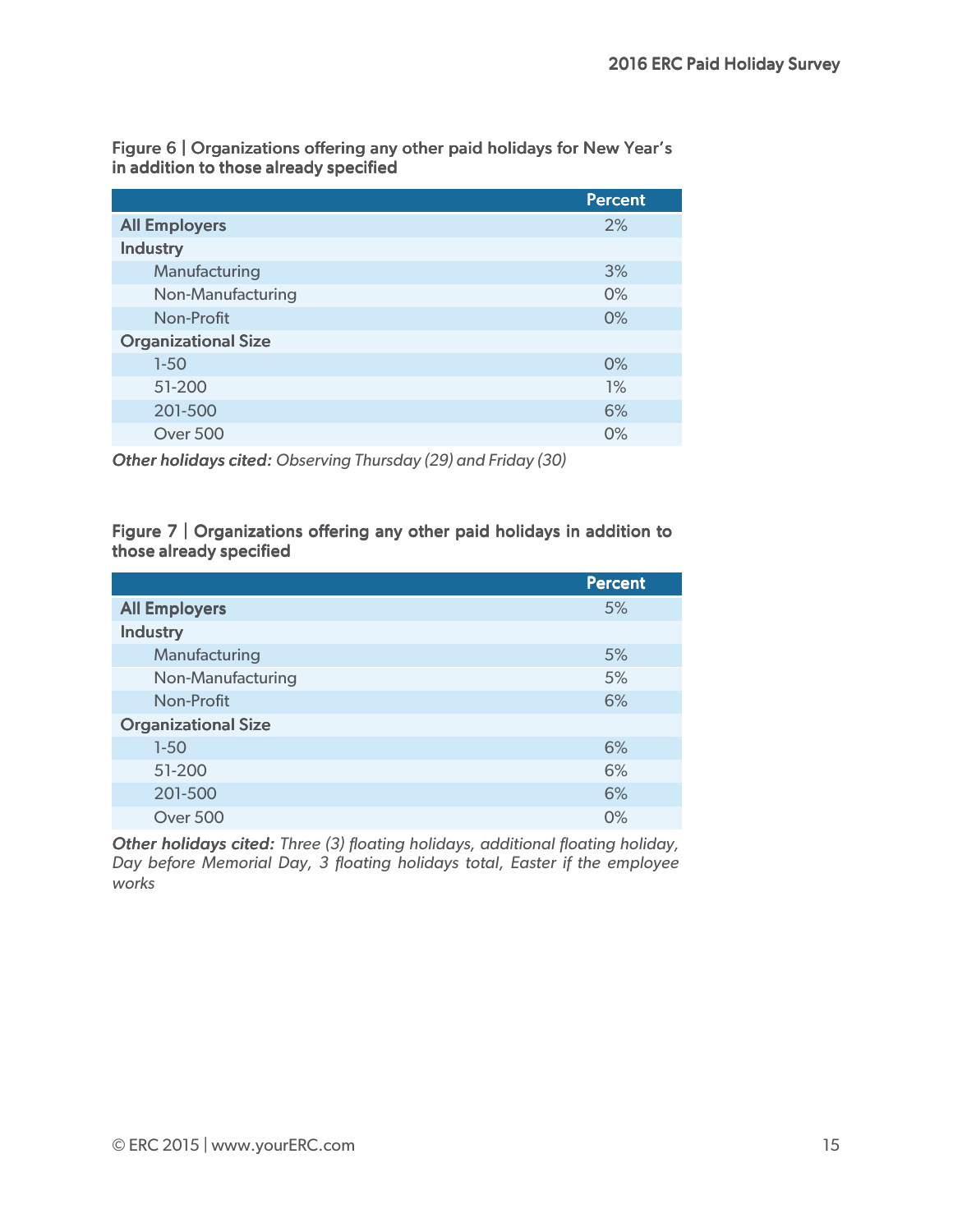**Figure 6 | Organizations offering any other paid holidays for New Year's in addition to those already specified**

| | Percent |
|---|---|
| **All Employers** | 2% |
| **Industry** | |
| Manufacturing | 3% |
| Non-Manufacturing | 0% |
| Non-Profit | 0% |
| **Organizational Size** | |
| 1-50 | 0% |
| 51-200 | 1% |
| 201-500 | 6% |
| Over 500 | 0% |

***Other holidays cited:*** *Observing Thursday (29) and Friday (30)*

**Figure 7 | Organizations offering any other paid holidays in addition to those already specified**

| | Percent |
|---|---|
| **All Employers** | 5% |
| **Industry** | |
| Manufacturing | 5% |
| Non-Manufacturing | 5% |
| Non-Profit | 6% |
| **Organizational Size** | |
| 1-50 | 6% |
| 51-200 | 6% |
| 201-500 | 6% |
| Over 500 | 0% |

***Other holidays cited:*** *Three (3) floating holidays, additional floating holiday, Day before Memorial Day, 3 floating holidays total, Easter if the employee works*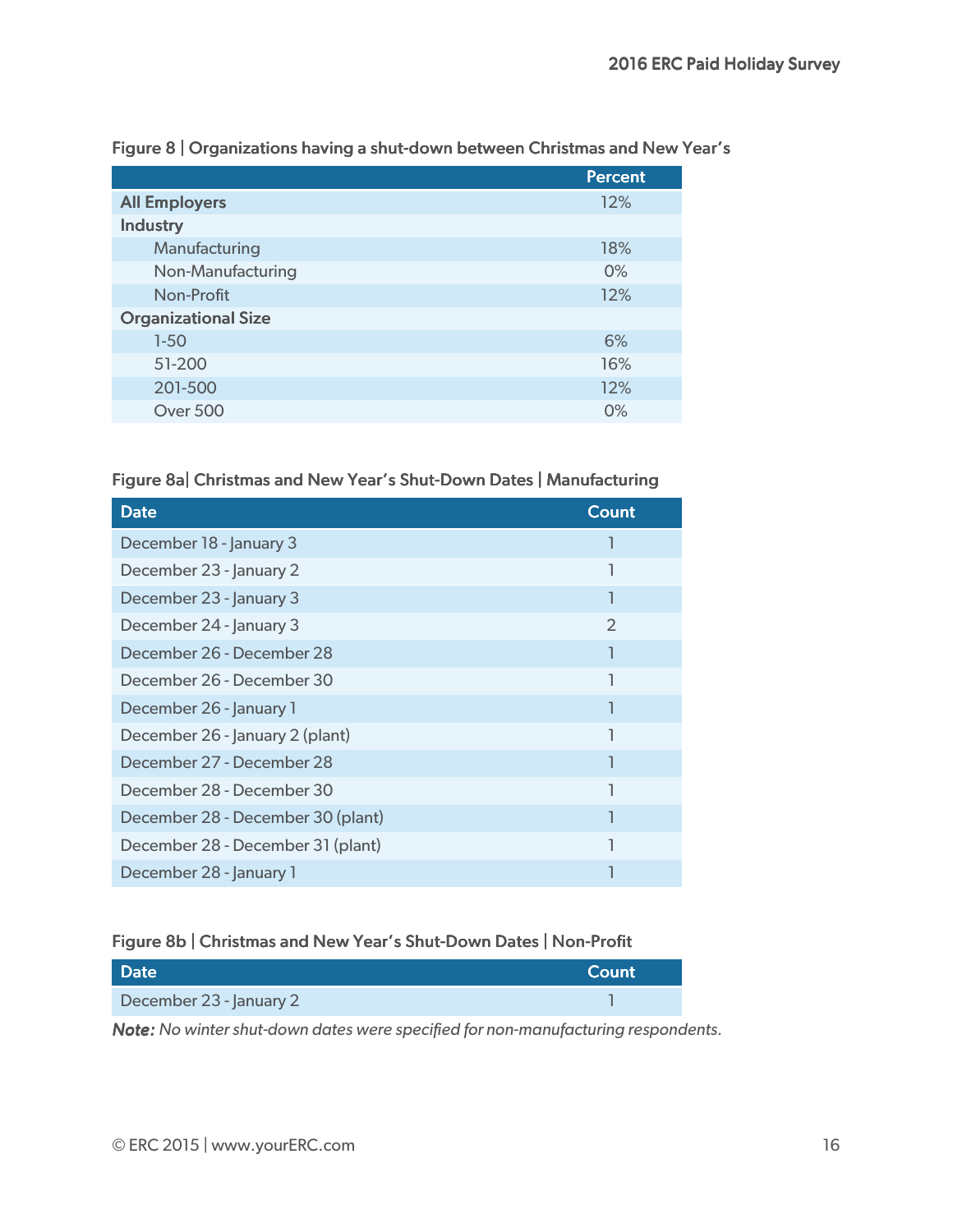Figure 8 | Organizations having a shut-down between Christmas and New Year's

| | Percent |
|---|---|
| **All Employers** | 12% |
| **Industry** | |
| Manufacturing | 18% |
| Non-Manufacturing | 0% |
| Non-Profit | 12% |
| **Organizational Size** | |
| 1-50 | 6% |
| 51-200 | 16% |
| 201-500 | 12% |
| Over 500 | 0% |

Figure 8a| Christmas and New Year's Shut-Down Dates | Manufacturing

| Date | Count |
|---|---|
| December 18 - January 3 | 1 |
| December 23 - January 2 | 1 |
| December 23 - January 3 | 1 |
| December 24 - January 3 | 2 |
| December 26 - December 28 | 1 |
| December 26 - December 30 | 1 |
| December 26 - January 1 | 1 |
| December 26 - January 2 (plant) | 1 |
| December 27 - December 28 | 1 |
| December 28 - December 30 | 1 |
| December 28 - December 30 (plant) | 1 |
| December 28 - December 31 (plant) | 1 |
| December 28 - January 1 | 1 |

Figure 8b | Christmas and New Year's Shut-Down Dates | Non-Profit

| Date | Count |
|---|---|
| December 23 - January 2 | 1 |

***Note:*** *No winter shut-down dates were specified for non-manufacturing respondents.*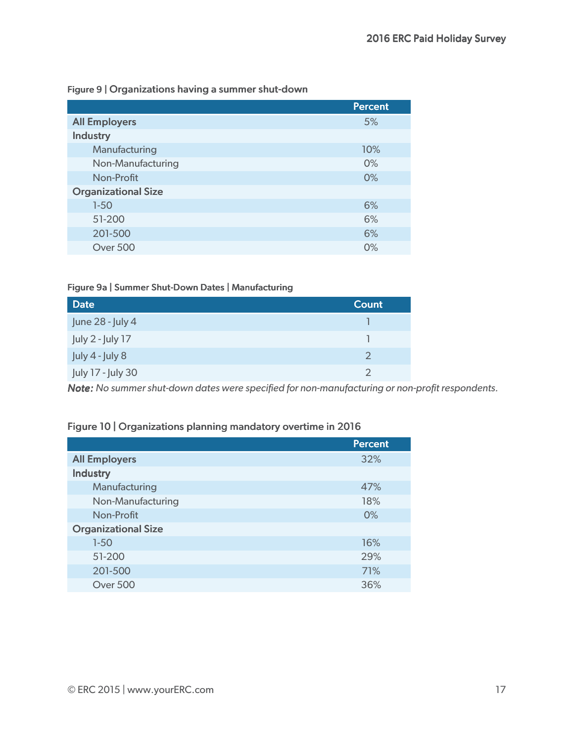Figure 9 | Organizations having a summer shut-down

| | Percent |
|---|---|
| **All Employers** | 5% |
| **Industry** | |
| Manufacturing | 10% |
| Non-Manufacturing | 0% |
| Non-Profit | 0% |
| **Organizational Size** | |
| 1-50 | 6% |
| 51-200 | 6% |
| 201-500 | 6% |
| Over 500 | 0% |

Figure 9a | Summer Shut-Down Dates | Manufacturing

| Date | Count |
|---|---|
| June 28 - July 4 | 1 |
| July 2 - July 17 | 1 |
| July 4 - July 8 | 2 |
| July 17 - July 30 | 2 |

***Note:*** *No summer shut-down dates were specified for non-manufacturing or non-profit respondents.*

Figure 10 | Organizations planning mandatory overtime in 2016

| | Percent |
|---|---|
| **All Employers** | 32% |
| **Industry** | |
| Manufacturing | 47% |
| Non-Manufacturing | 18% |
| Non-Profit | 0% |
| **Organizational Size** | |
| 1-50 | 16% |
| 51-200 | 29% |
| 201-500 | 71% |
| Over 500 | 36% |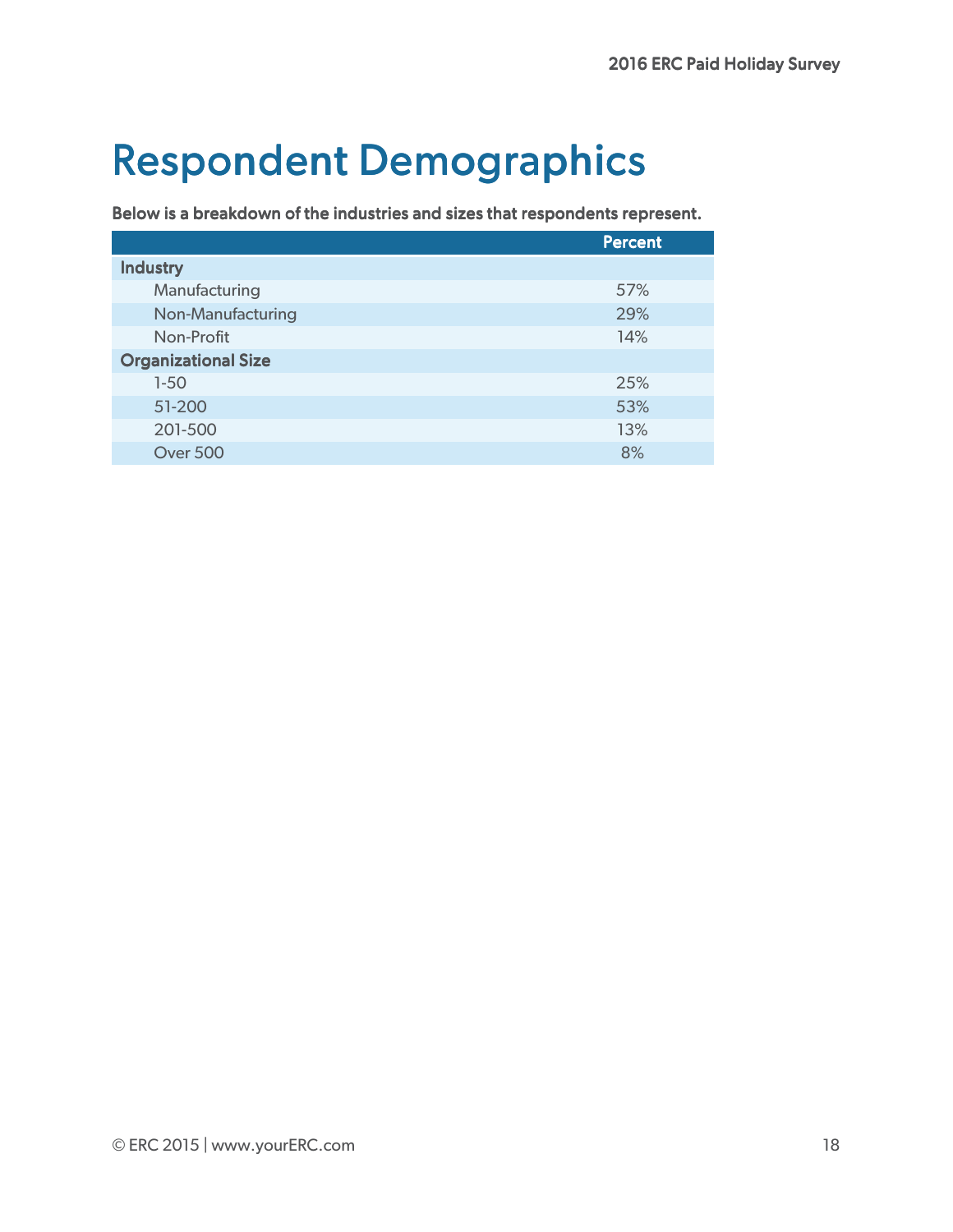# Respondent Demographics

**Below is a breakdown of the industries and sizes that respondents represent.**

| | Percent |
|---|---|
| **Industry** | |
| Manufacturing | 57% |
| Non-Manufacturing | 29% |
| Non-Profit | 14% |
| **Organizational Size** | |
| 1-50 | 25% |
| 51-200 | 53% |
| 201-500 | 13% |
| Over 500 | 8% |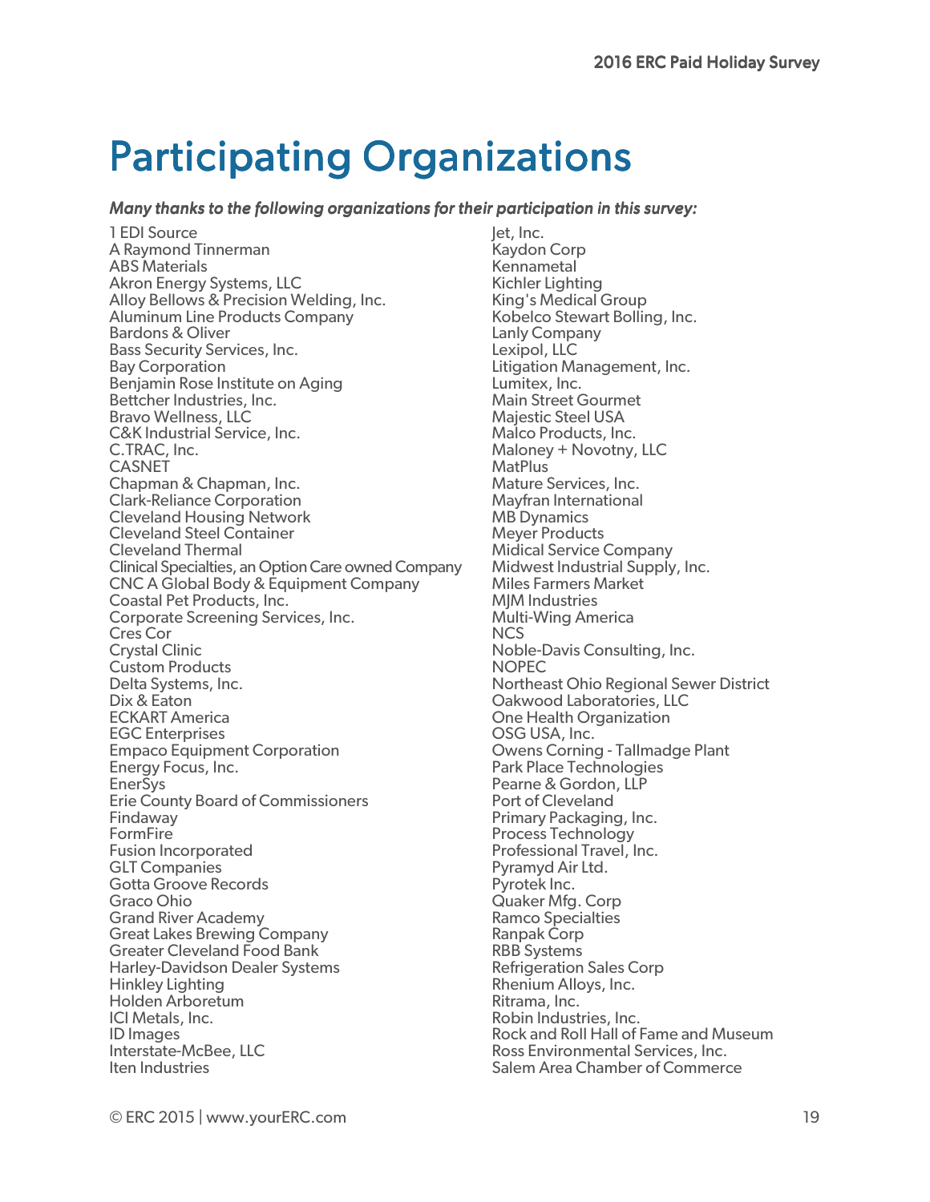# Participating Organizations

***Many thanks to the following organizations for their participation in this survey:***

1 EDI Source
A Raymond Tinnerman
ABS Materials
Akron Energy Systems, LLC
Alloy Bellows & Precision Welding, Inc.
Aluminum Line Products Company
Bardons & Oliver
Bass Security Services, Inc.
Bay Corporation
Benjamin Rose Institute on Aging
Bettcher Industries, Inc.
Bravo Wellness, LLC
C&K Industrial Service, Inc.
C.TRAC, Inc.
CASNET
Chapman & Chapman, Inc.
Clark-Reliance Corporation
Cleveland Housing Network
Cleveland Steel Container
Cleveland Thermal
Clinical Specialties, an Option Care owned Company
CNC A Global Body & Equipment Company
Coastal Pet Products, Inc.
Corporate Screening Services, Inc.
Cres Cor
Crystal Clinic
Custom Products
Delta Systems, Inc.
Dix & Eaton
ECKART America
EGC Enterprises
Empaco Equipment Corporation
Energy Focus, Inc.
EnerSys
Erie County Board of Commissioners
Findaway
FormFire
Fusion Incorporated
GLT Companies
Gotta Groove Records
Graco Ohio
Grand River Academy
Great Lakes Brewing Company
Greater Cleveland Food Bank
Harley-Davidson Dealer Systems
Hinkley Lighting
Holden Arboretum
ICI Metals, Inc.
ID Images
Interstate-McBee, LLC
Iten Industries
Jet, Inc.
Kaydon Corp
Kennametal
Kichler Lighting
King's Medical Group
Kobelco Stewart Bolling, Inc.
Lanly Company
Lexipol, LLC
Litigation Management, Inc.
Lumitex, Inc.
Main Street Gourmet
Majestic Steel USA
Malco Products, Inc.
Maloney + Novotny, LLC
MatPlus
Mature Services, Inc.
Mayfran International
MB Dynamics
Meyer Products
Midical Service Company
Midwest Industrial Supply, Inc.
Miles Farmers Market
MJM Industries
Multi-Wing America
NCS
Noble-Davis Consulting, Inc.
NOPEC
Northeast Ohio Regional Sewer District
Oakwood Laboratories, LLC
One Health Organization
OSG USA, Inc.
Owens Corning - Tallmadge Plant
Park Place Technologies
Pearne & Gordon, LLP
Port of Cleveland
Primary Packaging, Inc.
Process Technology
Professional Travel, Inc.
Pyramyd Air Ltd.
Pyrotek Inc.
Quaker Mfg. Corp
Ramco Specialties
Ranpak Corp
RBB Systems
Refrigeration Sales Corp
Rhenium Alloys, Inc.
Ritrama, Inc.
Robin Industries, Inc.
Rock and Roll Hall of Fame and Museum
Ross Environmental Services, Inc.
Salem Area Chamber of Commerce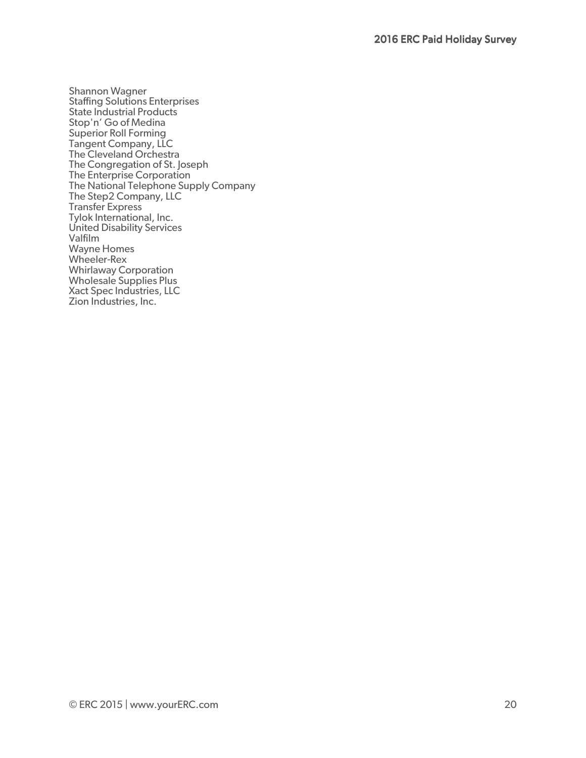Shannon Wagner
Staffing Solutions Enterprises
State Industrial Products
Stop'n' Go of Medina
Superior Roll Forming
Tangent Company, LLC
The Cleveland Orchestra
The Congregation of St. Joseph
The Enterprise Corporation
The National Telephone Supply Company
The Step2 Company, LLC
Transfer Express
Tylok International, Inc.
United Disability Services
Valfilm
Wayne Homes
Wheeler-Rex
Whirlaway Corporation
Wholesale Supplies Plus
Xact Spec Industries, LLC
Zion Industries, Inc.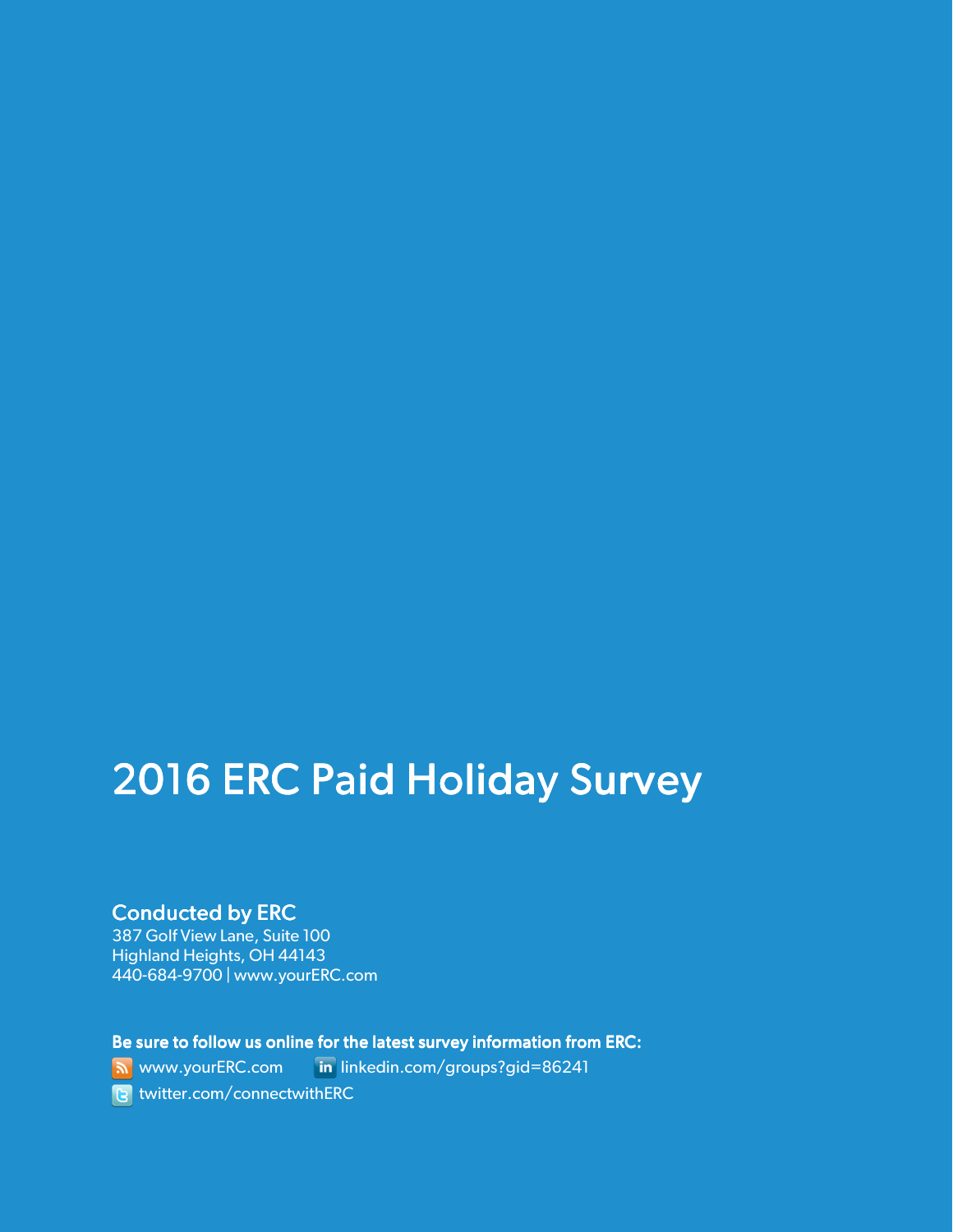# 2016 ERC Paid Holiday Survey

**Conducted by ERC**

387 Golf View Lane, Suite 100
Highland Heights, OH 44143
440-684-9700 | www.yourERC.com

**Be sure to follow us online for the latest survey information from ERC:**

www.yourERC.com
linkedin.com/groups?gid=86241
twitter.com/connectwithERC